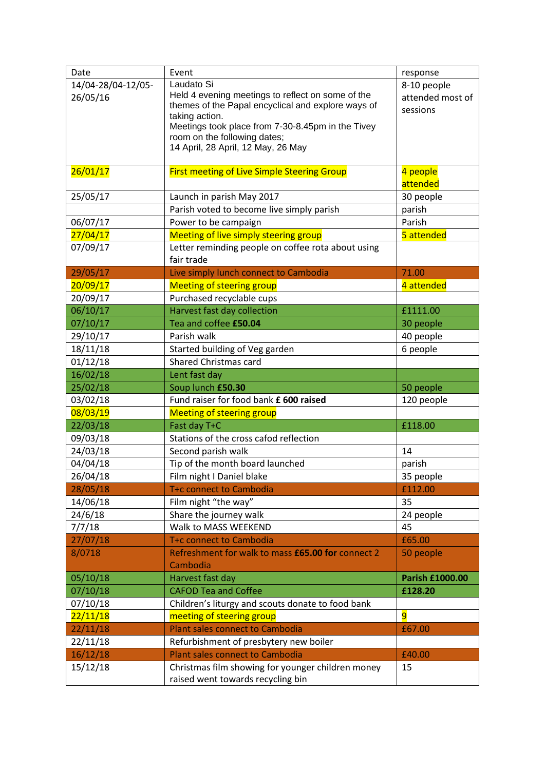| Date | Event | response |
| --- | --- | --- |
| 14/04-28/04-12/05-26/05/16 | Laudato Si<br>Held 4 evening meetings to reflect on some of the themes of the Papal encyclical and explore ways of taking action.<br>Meetings took place from 7-30-8.45pm in the Tivey room on the following dates;<br>14 April, 28 April, 12 May, 26 May | 8-10 people attended most of sessions |
| 26/01/17 | First meeting of Live Simple Steering Group | 4 people attended |
| 25/05/17 | Launch in parish May 2017 | 30 people |
| | Parish voted to become live simply parish | parish |
| 06/07/17 | Power to be campaign | Parish |
| 27/04/17 | Meeting of live simply steering group | 5 attended |
| 07/09/17 | Letter reminding people on coffee rota about using fair trade | |
| 29/05/17 | Live simply lunch connect to Cambodia | 71.00 |
| 20/09/17 | Meeting of steering group | 4 attended |
| 20/09/17 | Purchased recyclable cups | |
| 06/10/17 | Harvest fast day collection | £1111.00 |
| 07/10/17 | Tea and coffee **£50.04** | 30 people |
| 29/10/17 | Parish walk | 40 people |
| 18/11/18 | Started building of Veg garden | 6 people |
| 01/12/18 | Shared Christmas card | |
| 16/02/18 | Lent fast day | |
| 25/02/18 | Soup lunch **£50.30** | 50 people |
| 03/02/18 | Fund raiser for food bank **£ 600 raised** | 120 people |
| 08/03/19 | Meeting of steering group | |
| 22/03/18 | Fast day T+C | £118.00 |
| 09/03/18 | Stations of the cross cafod reflection | |
| 24/03/18 | Second parish walk | 14 |
| 04/04/18 | Tip of the month board launched | parish |
| 26/04/18 | Film night I Daniel blake | 35 people |
| 28/05/18 | T+c connect to Cambodia | £112.00 |
| 14/06/18 | Film night "the way" | 35 |
| 24/6/18 | Share the journey walk | 24 people |
| 7/7/18 | Walk to MASS WEEKEND | 45 |
| 27/07/18 | T+c connect to Cambodia | £65.00 |
| 8/0718 | Refreshment for walk to mass **£65.00 for** connect 2 Cambodia | 50 people |
| 05/10/18 | Harvest fast day | **Parish £1000.00** |
| 07/10/18 | CAFOD Tea and Coffee | **£128.20** |
| 07/10/18 | Children's liturgy and scouts donate to food bank | |
| 22/11/18 | meeting of steering group | 9 |
| 22/11/18 | Plant sales connect to Cambodia | £67.00 |
| 22/11/18 | Refurbishment of presbytery new boiler | |
| 16/12/18 | Plant sales connect to Cambodia | £40.00 |
| 15/12/18 | Christmas film showing for younger children money raised went towards recycling bin | 15 |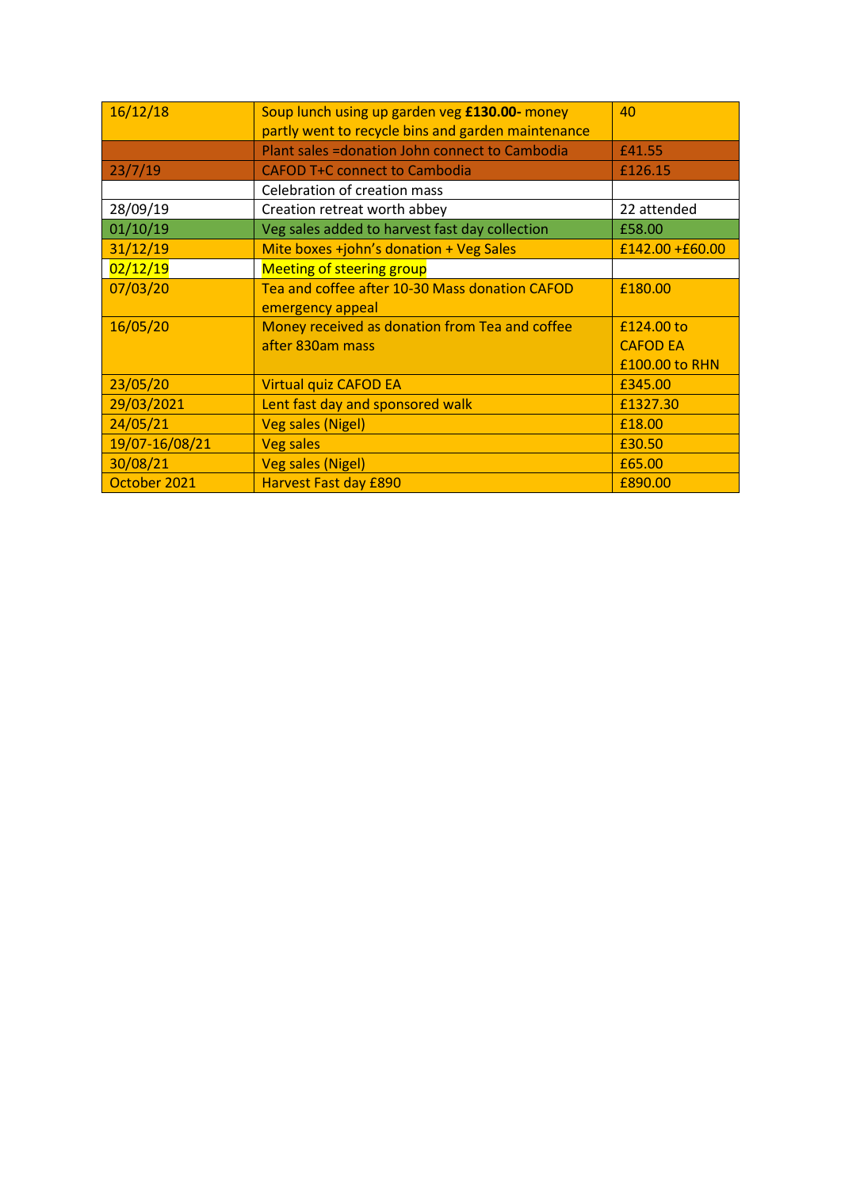| | | |
|---|---|---|
| 16/12/18 | Soup lunch using up garden veg **£130.00-** money partly went to recycle bins and garden maintenance | 40 |
| | Plant sales =donation John connect to Cambodia | £41.55 |
| 23/7/19 | CAFOD T+C connect to Cambodia | £126.15 |
| | Celebration of creation mass | |
| 28/09/19 | Creation retreat worth abbey | 22 attended |
| 01/10/19 | Veg sales added to harvest fast day collection | £58.00 |
| 31/12/19 | Mite boxes +john's donation + Veg Sales | £142.00 +£60.00 |
| 02/12/19 | Meeting of steering group | |
| 07/03/20 | Tea and coffee after 10-30 Mass donation CAFOD emergency appeal | £180.00 |
| 16/05/20 | Money received as donation from Tea and coffee after 830am mass | £124.00 to CAFOD EA £100.00 to RHN |
| 23/05/20 | Virtual quiz CAFOD EA | £345.00 |
| 29/03/2021 | Lent fast day and sponsored walk | £1327.30 |
| 24/05/21 | Veg sales (Nigel) | £18.00 |
| 19/07-16/08/21 | Veg sales | £30.50 |
| 30/08/21 | Veg sales (Nigel) | £65.00 |
| October 2021 | Harvest Fast day £890 | £890.00 |